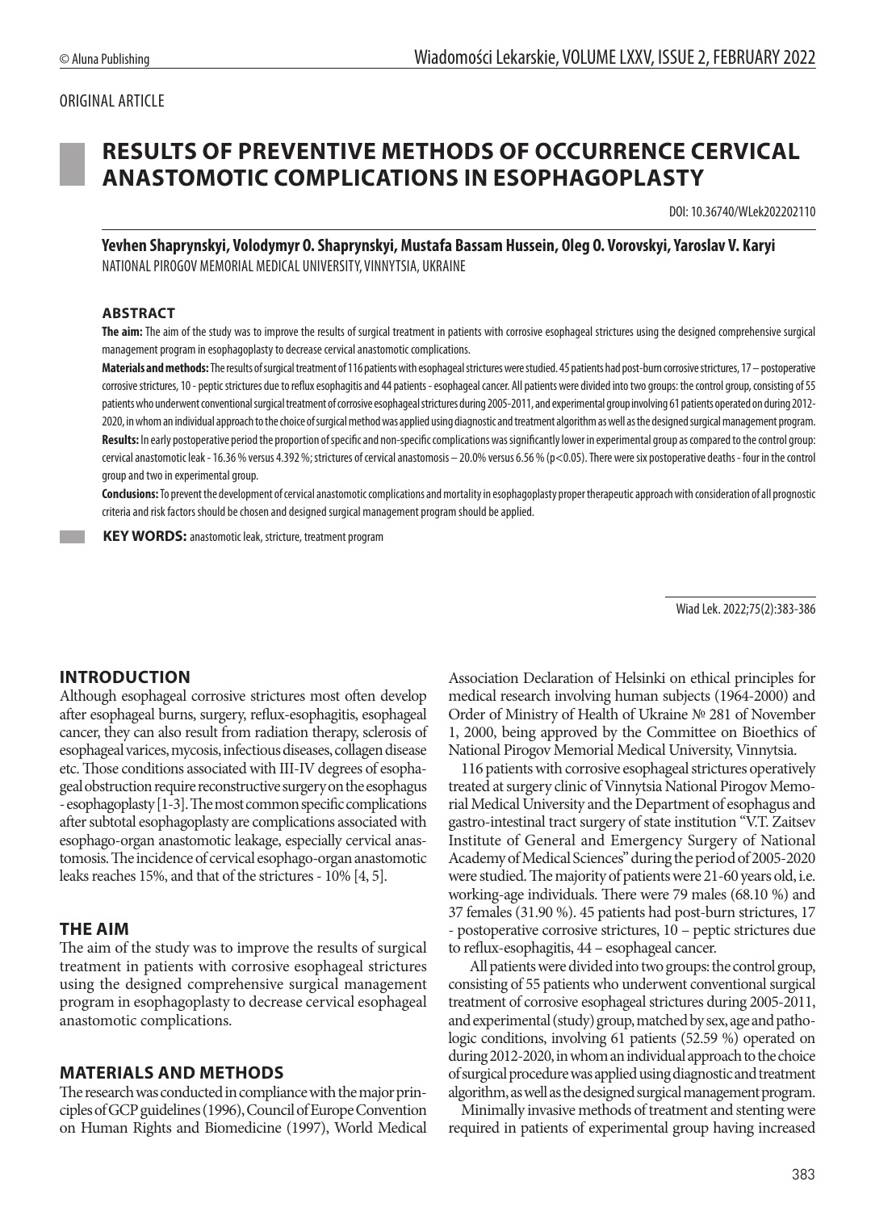ORIGINAL ARTICLE

# RESULTS OF PREVENTIVE METHODS OF OCCURRENCE CERVICAL ANASTOMOTIC COMPLICATIONS IN ESOPHAGOPLASTY

DOI: 10.36740/WLek202202110

**Yevhen Shaprynskyi, Volodymyr O. Shaprynskyi, Mustafa Bassam Hussein, Oleg O. Vorovskyi, Yaroslav V. Karyi**
NATIONAL PIROGOV MEMORIAL MEDICAL UNIVERSITY, VINNYTSIA, UKRAINE

### ABSTRACT

**The aim:** The aim of the study was to improve the results of surgical treatment in patients with corrosive esophageal strictures using the designed comprehensive surgical management program in esophagoplasty to decrease cervical anastomotic complications.

**Materials and methods:** The results of surgical treatment of 116 patients with esophageal strictures were studied. 45 patients had post-burn corrosive strictures, 17 – postoperative corrosive strictures, 10 - peptic strictures due to reflux esophagitis and 44 patients - esophageal cancer. All patients were divided into two groups: the control group, consisting of 55 patients who underwent conventional surgical treatment of corrosive esophageal strictures during 2005-2011, and experimental group involving 61 patients operated on during 2012-2020, in whom an individual approach to the choice of surgical method was applied using diagnostic and treatment algorithm as well as the designed surgical management program.

**Results:** In early postoperative period the proportion of specific and non-specific complications was significantly lower in experimental group as compared to the control group: cervical anastomotic leak - 16.36 % versus 4.392 %; strictures of cervical anastomosis – 20.0% versus 6.56 % ($p<0.05$). There were six postoperative deaths - four in the control group and two in experimental group.

**Conclusions:** To prevent the development of cervical anastomotic complications and mortality in esophagoplasty proper therapeutic approach with consideration of all prognostic criteria and risk factors should be chosen and designed surgical management program should be applied.

**KEY WORDS:** anastomotic leak, stricture, treatment program

Wiad Lek. 2022;75(2):383-386

## INTRODUCTION

Although esophageal corrosive strictures most often develop after esophageal burns, surgery, reflux-esophagitis, esophageal cancer, they can also result from radiation therapy, sclerosis of esophageal varices, mycosis, infectious diseases, collagen disease etc. Those conditions associated with III-IV degrees of esophageal obstruction require reconstructive surgery on the esophagus - esophagoplasty [1-3]. The most common specific complications after subtotal esophagoplasty are complications associated with esophago-organ anastomotic leakage, especially cervical anastomosis. The incidence of cervical esophago-organ anastomotic leaks reaches 15%, and that of the strictures - 10% [4, 5].

## THE AIM

The aim of the study was to improve the results of surgical treatment in patients with corrosive esophageal strictures using the designed comprehensive surgical management program in esophagoplasty to decrease cervical esophageal anastomotic complications.

## MATERIALS AND METHODS

The research was conducted in compliance with the major principles of GCP guidelines (1996), Council of Europe Convention on Human Rights and Biomedicine (1997), World Medical Association Declaration of Helsinki on ethical principles for medical research involving human subjects (1964-2000) and Order of Ministry of Health of Ukraine № 281 of November 1, 2000, being approved by the Committee on Bioethics of National Pirogov Memorial Medical University, Vinnytsia.

116 patients with corrosive esophageal strictures operatively treated at surgery clinic of Vinnytsia National Pirogov Memorial Medical University and the Department of esophagus and gastro-intestinal tract surgery of state institution "V.T. Zaitsev Institute of General and Emergency Surgery of National Academy of Medical Sciences" during the period of 2005-2020 were studied. The majority of patients were 21-60 years old, i.e. working-age individuals. There were 79 males (68.10 %) and 37 females (31.90 %). 45 patients had post-burn strictures, 17 - postoperative corrosive strictures, 10 – peptic strictures due to reflux-esophagitis, 44 – esophageal cancer.

All patients were divided into two groups: the control group, consisting of 55 patients who underwent conventional surgical treatment of corrosive esophageal strictures during 2005-2011, and experimental (study) group, matched by sex, age and pathologic conditions, involving 61 patients (52.59 %) operated on during 2012-2020, in whom an individual approach to the choice of surgical procedure was applied using diagnostic and treatment algorithm, as well as the designed surgical management program.

Minimally invasive methods of treatment and stenting were required in patients of experimental group having increased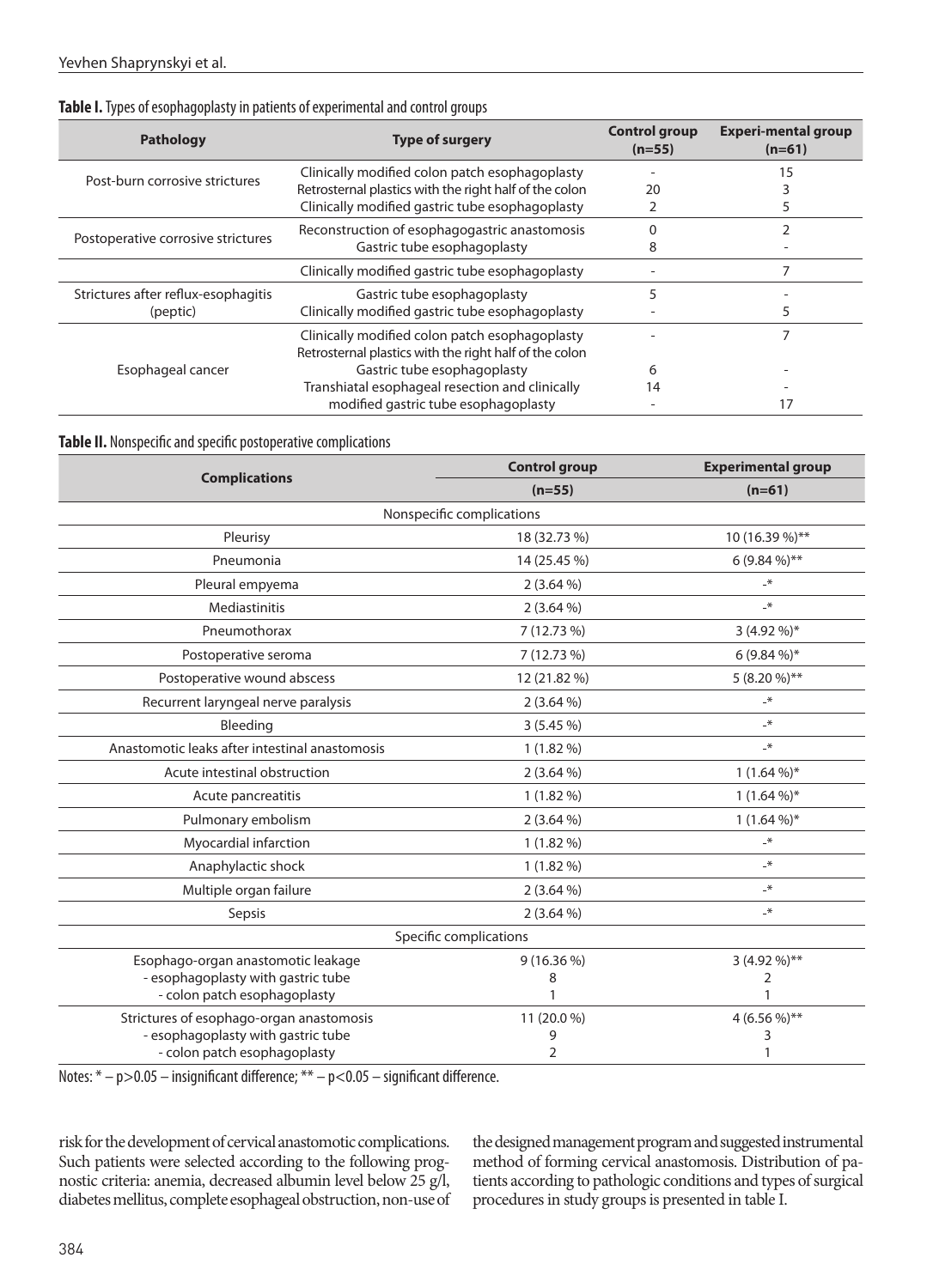**Table I.** Types of esophagoplasty in patients of experimental and control groups

| Pathology | Type of surgery | Control group (n=55) | Experi-mental group (n=61) |
|---|---|---|---|
| Post-burn corrosive strictures | Clinically modified colon patch esophagoplasty | - | 15 |
| | Retrosternal plastics with the right half of the colon | 20 | 3 |
| | Clinically modified gastric tube esophagoplasty | 2 | 5 |
| Postoperative corrosive strictures | Reconstruction of esophagogastric anastomosis | 0 | 2 |
| | Gastric tube esophagoplasty | 8 | - |
| | Clinically modified gastric tube esophagoplasty | - | 7 |
| Strictures after reflux-esophagitis (peptic) | Gastric tube esophagoplasty | 5 | - |
| | Clinically modified gastric tube esophagoplasty | - | 5 |
| Esophageal cancer | Clinically modified colon patch esophagoplasty | - | 7 |
| | Retrosternal plastics with the right half of the colon | | |
| | Gastric tube esophagoplasty | 6 | - |
| | Transhiatal esophageal resection and clinically | 14 | - |
| | modified gastric tube esophagoplasty | - | 17 |

**Table II.** Nonspecific and specific postoperative complications

| Complications | Control group (n=55) | Experimental group (n=61) |
|---|---|---|
| Nonspecific complications | | |
| Pleurisy | 18 (32.73 %) | 10 (16.39 %)** |
| Pneumonia | 14 (25.45 %) | 6 (9.84 %)** |
| Pleural empyema | 2 (3.64 %) | -* |
| Mediastinitis | 2 (3.64 %) | -* |
| Pneumothorax | 7 (12.73 %) | 3 (4.92 %)* |
| Postoperative seroma | 7 (12.73 %) | 6 (9.84 %)* |
| Postoperative wound abscess | 12 (21.82 %) | 5 (8.20 %)** |
| Recurrent laryngeal nerve paralysis | 2 (3.64 %) | -* |
| Bleeding | 3 (5.45 %) | -* |
| Anastomotic leaks after intestinal anastomosis | 1 (1.82 %) | -* |
| Acute intestinal obstruction | 2 (3.64 %) | 1 (1.64 %)* |
| Acute pancreatitis | 1 (1.82 %) | 1 (1.64 %)* |
| Pulmonary embolism | 2 (3.64 %) | 1 (1.64 %)* |
| Myocardial infarction | 1 (1.82 %) | -* |
| Anaphylactic shock | 1 (1.82 %) | -* |
| Multiple organ failure | 2 (3.64 %) | -* |
| Sepsis | 2 (3.64 %) | -* |
| Specific complications | | |
| Esophago-organ anastomotic leakage | 9 (16.36 %) | 3 (4.92 %)** |
| - esophagoplasty with gastric tube | 8 | 2 |
| - colon patch esophagoplasty | 1 | 1 |
| Strictures of esophago-organ anastomosis | 11 (20.0 %) | 4 (6.56 %)** |
| - esophagoplasty with gastric tube | 9 | 3 |
| - colon patch esophagoplasty | 2 | 1 |

Notes: * – $p > 0.05$ – insignificant difference; ** – $p < 0.05$ – significant difference.

risk for the development of cervical anastomotic complications. Such patients were selected according to the following prognostic criteria: anemia, decreased albumin level below 25 g/l, diabetes mellitus, complete esophageal obstruction, non-use of the designed management program and suggested instrumental method of forming cervical anastomosis. Distribution of patients according to pathologic conditions and types of surgical procedures in study groups is presented in table I.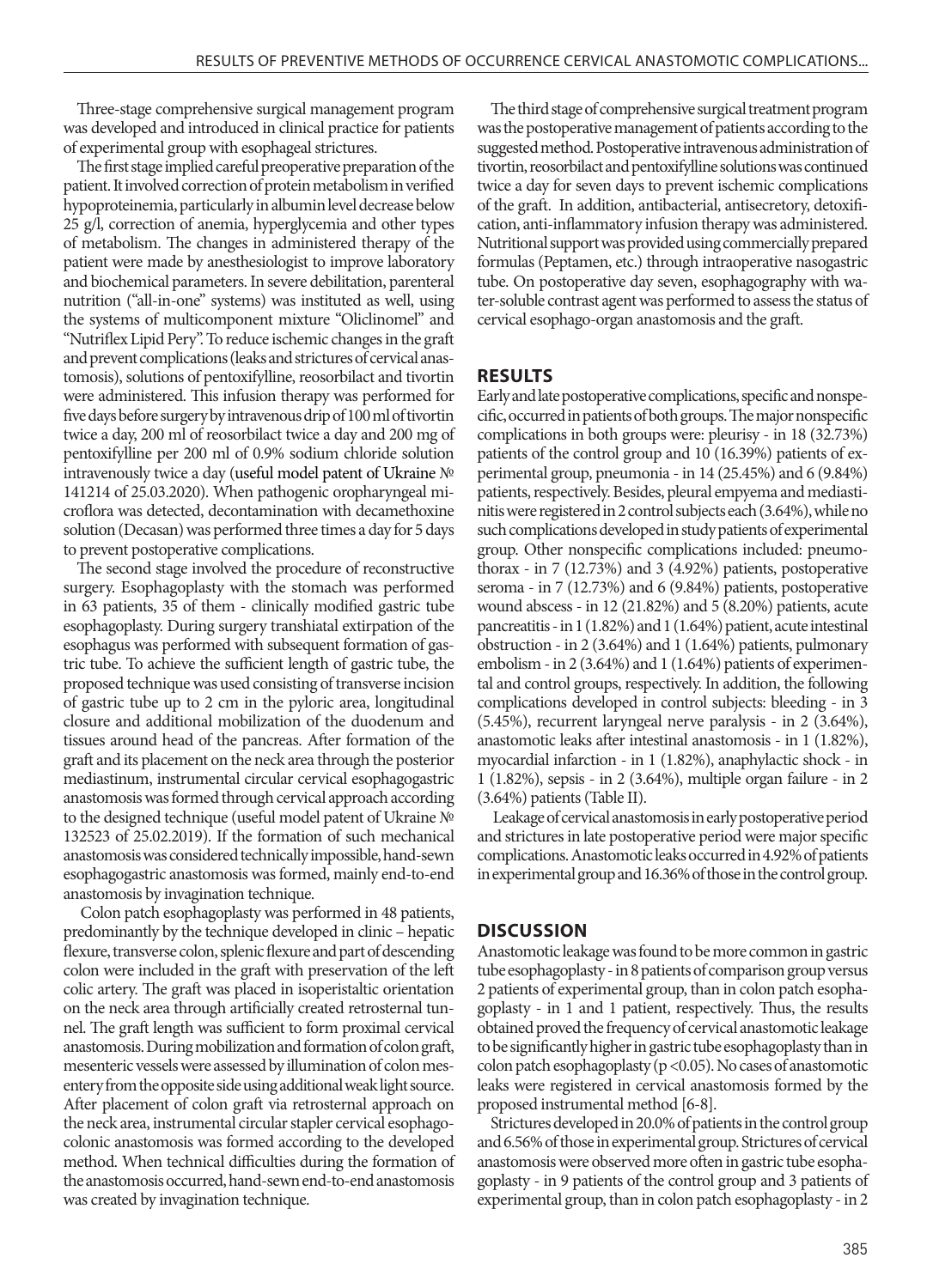Three-stage comprehensive surgical management program was developed and introduced in clinical practice for patients of experimental group with esophageal strictures.

The first stage implied careful preoperative preparation of the patient. It involved correction of protein metabolism in verified hypoproteinemia, particularly in albumin level decrease below 25 g/l, correction of anemia, hyperglycemia and other types of metabolism. The changes in administered therapy of the patient were made by anesthesiologist to improve laboratory and biochemical parameters. In severe debilitation, parenteral nutrition ("all-in-one" systems) was instituted as well, using the systems of multicomponent mixture "Oliclinomel" and "Nutriflex Lipid Pery". To reduce ischemic changes in the graft and prevent complications (leaks and strictures of cervical anastomosis), solutions of pentoxifylline, reosorbilact and tivortin were administered. This infusion therapy was performed for five days before surgery by intravenous drip of 100 ml of tivortin twice a day, 200 ml of reosorbilact twice a day and 200 mg of pentoxifylline per 200 ml of 0.9% sodium chloride solution intravenously twice a day (useful model patent of Ukraine № 141214 of 25.03.2020). When pathogenic oropharyngeal microflora was detected, decontamination with decamethoxine solution (Decasan) was performed three times a day for 5 days to prevent postoperative complications.

The second stage involved the procedure of reconstructive surgery. Esophagoplasty with the stomach was performed in 63 patients, 35 of them - clinically modified gastric tube esophagoplasty. During surgery transhiatal extirpation of the esophagus was performed with subsequent formation of gastric tube. To achieve the sufficient length of gastric tube, the proposed technique was used consisting of transverse incision of gastric tube up to 2 cm in the pyloric area, longitudinal closure and additional mobilization of the duodenum and tissues around head of the pancreas. After formation of the graft and its placement on the neck area through the posterior mediastinum, instrumental circular cervical esophagogastric anastomosis was formed through cervical approach according to the designed technique (useful model patent of Ukraine № 132523 of 25.02.2019). If the formation of such mechanical anastomosis was considered technically impossible, hand-sewn esophagogastric anastomosis was formed, mainly end-to-end anastomosis by invagination technique.

Colon patch esophagoplasty was performed in 48 patients, predominantly by the technique developed in clinic – hepatic flexure, transverse colon, splenic flexure and part of descending colon were included in the graft with preservation of the left colic artery. The graft was placed in isoperistaltic orientation on the neck area through artificially created retrosternal tunnel. The graft length was sufficient to form proximal cervical anastomosis. During mobilization and formation of colon graft, mesenteric vessels were assessed by illumination of colon mesentery from the opposite side using additional weak light source. After placement of colon graft via retrosternal approach on the neck area, instrumental circular stapler cervical esophagocolonic anastomosis was formed according to the developed method. When technical difficulties during the formation of the anastomosis occurred, hand-sewn end-to-end anastomosis was created by invagination technique.

The third stage of comprehensive surgical treatment program was the postoperative management of patients according to the suggested method. Postoperative intravenous administration of tivortin, reosorbilact and pentoxifylline solutions was continued twice a day for seven days to prevent ischemic complications of the graft. In addition, antibacterial, antisecretory, detoxification, anti-inflammatory infusion therapy was administered. Nutritional support was provided using commercially prepared formulas (Peptamen, etc.) through intraoperative nasogastric tube. On postoperative day seven, esophagography with water-soluble contrast agent was performed to assess the status of cervical esophago-organ anastomosis and the graft.

## RESULTS

Early and late postoperative complications, specific and nonspecific, occurred in patients of both groups. The major nonspecific complications in both groups were: pleurisy - in 18 (32.73%) patients of the control group and 10 (16.39%) patients of experimental group, pneumonia - in 14 (25.45%) and 6 (9.84%) patients, respectively. Besides, pleural empyema and mediastinitis were registered in 2 control subjects each (3.64%), while no such complications developed in study patients of experimental group. Other nonspecific complications included: pneumothorax - in 7 (12.73%) and 3 (4.92%) patients, postoperative seroma - in 7 (12.73%) and 6 (9.84%) patients, postoperative wound abscess - in 12 (21.82%) and 5 (8.20%) patients, acute pancreatitis - in 1 (1.82%) and 1 (1.64%) patient, acute intestinal obstruction - in 2 (3.64%) and 1 (1.64%) patients, pulmonary embolism - in 2 (3.64%) and 1 (1.64%) patients of experimental and control groups, respectively. In addition, the following complications developed in control subjects: bleeding - in 3 (5.45%), recurrent laryngeal nerve paralysis - in 2 (3.64%), anastomotic leaks after intestinal anastomosis - in 1 (1.82%), myocardial infarction - in 1 (1.82%), anaphylactic shock - in 1 (1.82%), sepsis - in 2 (3.64%), multiple organ failure - in 2 (3.64%) patients (Table II).

Leakage of cervical anastomosis in early postoperative period and strictures in late postoperative period were major specific complications. Anastomotic leaks occurred in 4.92% of patients in experimental group and 16.36% of those in the control group.

## DISCUSSION

Anastomotic leakage was found to be more common in gastric tube esophagoplasty - in 8 patients of comparison group versus 2 patients of experimental group, than in colon patch esophagoplasty - in 1 and 1 patient, respectively. Thus, the results obtained proved the frequency of cervical anastomotic leakage to be significantly higher in gastric tube esophagoplasty than in colon patch esophagoplasty ($p < 0.05$). No cases of anastomotic leaks were registered in cervical anastomosis formed by the proposed instrumental method [6-8].

Strictures developed in 20.0% of patients in the control group and 6.56% of those in experimental group. Strictures of cervical anastomosis were observed more often in gastric tube esophagoplasty - in 9 patients of the control group and 3 patients of experimental group, than in colon patch esophagoplasty - in 2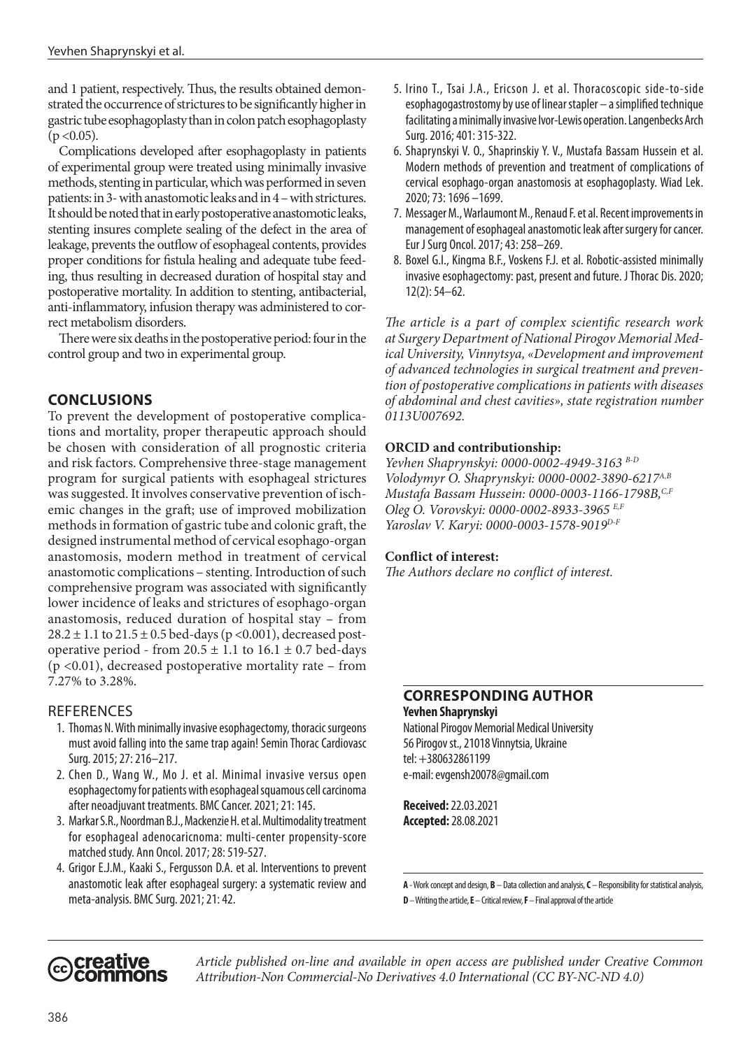and 1 patient, respectively. Thus, the results obtained demonstrated the occurrence of strictures to be significantly higher in gastric tube esophagoplasty than in colon patch esophagoplasty ($p < 0.05$).

Complications developed after esophagoplasty in patients of experimental group were treated using minimally invasive methods, stenting in particular, which was performed in seven patients: in 3- with anastomotic leaks and in 4 – with strictures. It should be noted that in early postoperative anastomotic leaks, stenting insures complete sealing of the defect in the area of leakage, prevents the outflow of esophageal contents, provides proper conditions for fistula healing and adequate tube feeding, thus resulting in decreased duration of hospital stay and postoperative mortality. In addition to stenting, antibacterial, anti-inflammatory, infusion therapy was administered to correct metabolism disorders.

There were six deaths in the postoperative period: four in the control group and two in experimental group.

## CONCLUSIONS

To prevent the development of postoperative complications and mortality, proper therapeutic approach should be chosen with consideration of all prognostic criteria and risk factors. Comprehensive three-stage management program for surgical patients with esophageal strictures was suggested. It involves conservative prevention of ischemic changes in the graft; use of improved mobilization methods in formation of gastric tube and colonic graft, the designed instrumental method of cervical esophago-organ anastomosis, modern method in treatment of cervical anastomotic complications – stenting. Introduction of such comprehensive program was associated with significantly lower incidence of leaks and strictures of esophago-organ anastomosis, reduced duration of hospital stay – from $28.2 \pm 1.1$ to $21.5 \pm 0.5$ bed-days ($p < 0.001$), decreased postoperative period - from $20.5 \pm 1.1$ to $16.1 \pm 0.7$ bed-days ($p < 0.01$), decreased postoperative mortality rate – from 7.27% to 3.28%.

## REFERENCES

1. Thomas N. With minimally invasive esophagectomy, thoracic surgeons must avoid falling into the same trap again! Semin Thorac Cardiovasc Surg. 2015; 27: 216–217.
2. Chen D., Wang W., Mo J. et al. Minimal invasive versus open esophagectomy for patients with esophageal squamous cell carcinoma after neoadjuvant treatments. BMC Cancer. 2021; 21: 145.
3. Markar S.R., Noordman B.J., Mackenzie H. et al. Multimodality treatment for esophageal adenocaricnoma: multi-center propensity-score matched study. Ann Oncol. 2017; 28: 519-527.
4. Grigor E.J.M., Kaaki S., Fergusson D.A. et al. Interventions to prevent anastomotic leak after esophageal surgery: a systematic review and meta-analysis. BMC Surg. 2021; 21: 42.
5. Irino T., Tsai J.A., Ericson J. et al. Thoracoscopic side-to-side esophagogastrostomy by use of linear stapler – a simplified technique facilitating a minimally invasive Ivor-Lewis operation. Langenbecks Arch Surg. 2016; 401: 315-322.
6. Shaprynskyi V. O., Shaprinskiy Y. V., Mustafa Bassam Hussein et al. Modern methods of prevention and treatment of complications of cervical esophago-organ anastomosis at esophagoplasty. Wiad Lek. 2020; 73: 1696 –1699.
7. Messager M., Warlaumont M., Renaud F. et al. Recent improvements in management of esophageal anastomotic leak after surgery for cancer. Eur J Surg Oncol. 2017; 43: 258–269.
8. Boxel G.I., Kingma B.F., Voskens F.J. et al. Robotic-assisted minimally invasive esophagectomy: past, present and future. J Thorac Dis. 2020; 12(2): 54–62.

*The article is a part of complex scientific research work at Surgery Department of National Pirogov Memorial Medical University, Vinnytsya, «Development and improvement of advanced technologies in surgical treatment and prevention of postoperative complications in patients with diseases of abdominal and chest cavities», state registration number 0113U007692.*

**ORCID and contributionship:**

*Yevhen Shaprynskyi: 0000-0002-4949-3163* [B-D]
*Volodymyr O. Shaprynskyi: 0000-0002-3890-6217*[A,B]
*Mustafa Bassam Hussein: 0000-0003-1166-1798B,*[C,F]
*Oleg O. Vorovskyi: 0000-0002-8933-3965* [E,F]
*Yaroslav V. Karyi: 0000-0003-1578-9019*[D-F]

**Conflict of interest:**

*The Authors declare no conflict of interest.*

## CORRESPONDING AUTHOR

**Yevhen Shaprynskyi**
National Pirogov Memorial Medical University
56 Pirogov st., 21018 Vinnytsia, Ukraine
tel: +380632861199
e-mail: evgensh20078@gmail.com

**Received:** 22.03.2021
**Accepted:** 28.08.2021

**A** - Work concept and design, **B** – Data collection and analysis, **C** – Responsibility for statistical analysis,
**D** – Writing the article, **E** – Critical review, **F** – Final approval of the article

*Article published on-line and available in open access are published under Creative Common Attribution-Non Commercial-No Derivatives 4.0 International (CC BY-NC-ND 4.0)*